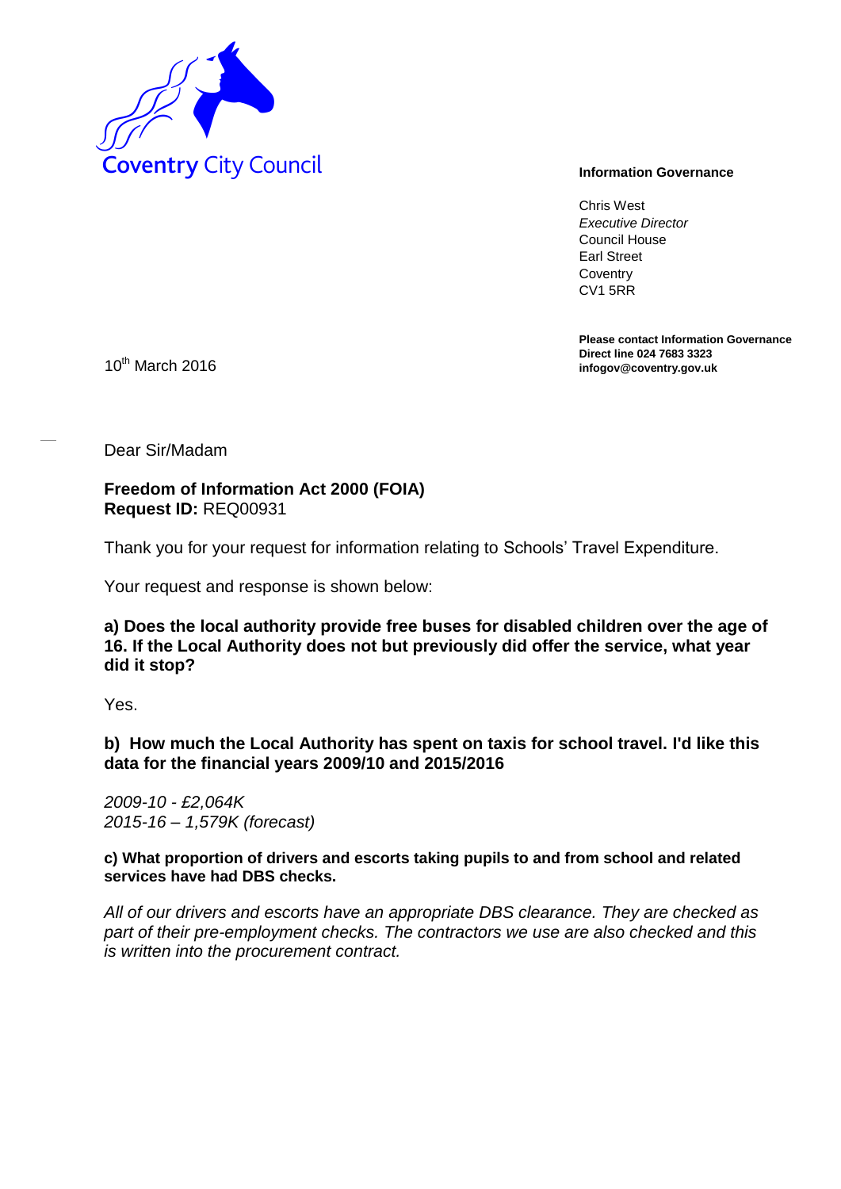Coventry City Council

**Information Governance**

Chris West
*Executive Director*
Council House
Earl Street
Coventry
CV1 5RR

**Please contact Information Governance**
**Direct line 024 7683 3323**
**infogov@coventry.gov.uk**

10th March 2016

Dear Sir/Madam

**Freedom of Information Act 2000 (FOIA)**
**Request ID:** REQ00931

Thank you for your request for information relating to Schools' Travel Expenditure.

Your request and response is shown below:

**a) Does the local authority provide free buses for disabled children over the age of 16. If the Local Authority does not but previously did offer the service, what year did it stop?**

Yes.

**b) How much the Local Authority has spent on taxis for school travel. I'd like this data for the financial years 2009/10 and 2015/2016**

*2009-10 - £2,064K*
*2015-16 – 1,579K (forecast)*

**c) What proportion of drivers and escorts taking pupils to and from school and related services have had DBS checks.**

*All of our drivers and escorts have an appropriate DBS clearance. They are checked as part of their pre-employment checks. The contractors we use are also checked and this is written into the procurement contract.*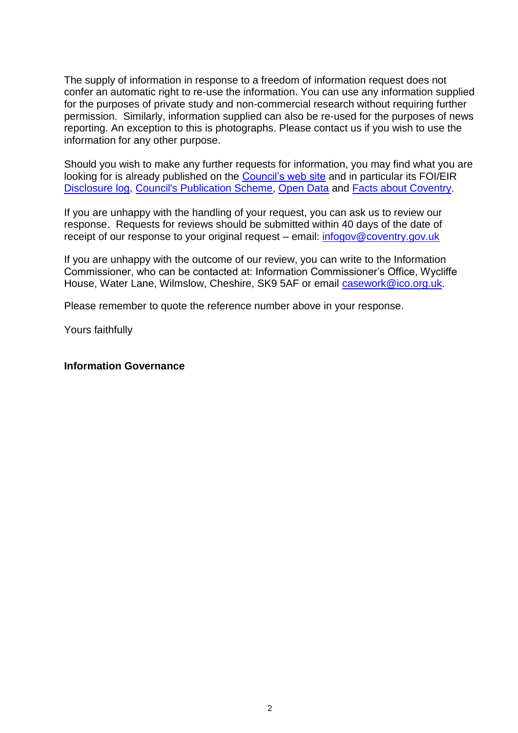The supply of information in response to a freedom of information request does not confer an automatic right to re-use the information. You can use any information supplied for the purposes of private study and non-commercial research without requiring further permission. Similarly, information supplied can also be re-used for the purposes of news reporting. An exception to this is photographs. Please contact us if you wish to use the information for any other purpose.

Should you wish to make any further requests for information, you may find what you are looking for is already published on the Council's web site and in particular its FOI/EIR Disclosure log, Council's Publication Scheme, Open Data and Facts about Coventry.

If you are unhappy with the handling of your request, you can ask us to review our response. Requests for reviews should be submitted within 40 days of the date of receipt of our response to your original request – email: infogov@coventry.gov.uk

If you are unhappy with the outcome of our review, you can write to the Information Commissioner, who can be contacted at: Information Commissioner's Office, Wycliffe House, Water Lane, Wilmslow, Cheshire, SK9 5AF or email casework@ico.org.uk.

Please remember to quote the reference number above in your response.

Yours faithfully

**Information Governance**